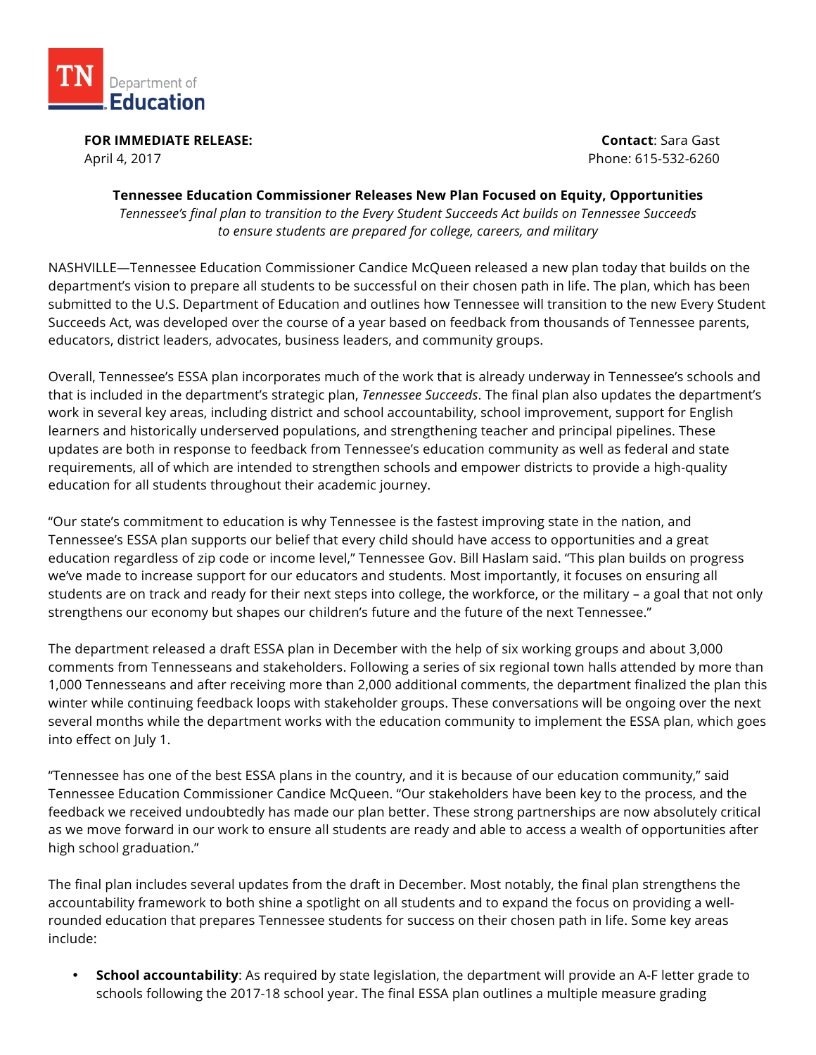TN Department of Education

**FOR IMMEDIATE RELEASE:**
April 4, 2017

**Contact**: Sara Gast
Phone: 615-532-6260

**Tennessee Education Commissioner Releases New Plan Focused on Equity, Opportunities**

*Tennessee's final plan to transition to the Every Student Succeeds Act builds on Tennessee Succeeds to ensure students are prepared for college, careers, and military*

NASHVILLE—Tennessee Education Commissioner Candice McQueen released a new plan today that builds on the department's vision to prepare all students to be successful on their chosen path in life. The plan, which has been submitted to the U.S. Department of Education and outlines how Tennessee will transition to the new Every Student Succeeds Act, was developed over the course of a year based on feedback from thousands of Tennessee parents, educators, district leaders, advocates, business leaders, and community groups.

Overall, Tennessee's ESSA plan incorporates much of the work that is already underway in Tennessee's schools and that is included in the department's strategic plan, *Tennessee Succeeds*. The final plan also updates the department's work in several key areas, including district and school accountability, school improvement, support for English learners and historically underserved populations, and strengthening teacher and principal pipelines. These updates are both in response to feedback from Tennessee's education community as well as federal and state requirements, all of which are intended to strengthen schools and empower districts to provide a high-quality education for all students throughout their academic journey.

"Our state's commitment to education is why Tennessee is the fastest improving state in the nation, and Tennessee's ESSA plan supports our belief that every child should have access to opportunities and a great education regardless of zip code or income level," Tennessee Gov. Bill Haslam said. "This plan builds on progress we've made to increase support for our educators and students. Most importantly, it focuses on ensuring all students are on track and ready for their next steps into college, the workforce, or the military – a goal that not only strengthens our economy but shapes our children's future and the future of the next Tennessee."

The department released a draft ESSA plan in December with the help of six working groups and about 3,000 comments from Tennesseans and stakeholders. Following a series of six regional town halls attended by more than 1,000 Tennesseans and after receiving more than 2,000 additional comments, the department finalized the plan this winter while continuing feedback loops with stakeholder groups. These conversations will be ongoing over the next several months while the department works with the education community to implement the ESSA plan, which goes into effect on July 1.

"Tennessee has one of the best ESSA plans in the country, and it is because of our education community," said Tennessee Education Commissioner Candice McQueen. "Our stakeholders have been key to the process, and the feedback we received undoubtedly has made our plan better. These strong partnerships are now absolutely critical as we move forward in our work to ensure all students are ready and able to access a wealth of opportunities after high school graduation."

The final plan includes several updates from the draft in December. Most notably, the final plan strengthens the accountability framework to both shine a spotlight on all students and to expand the focus on providing a well-rounded education that prepares Tennessee students for success on their chosen path in life. Some key areas include:

- **School accountability**: As required by state legislation, the department will provide an A-F letter grade to schools following the 2017-18 school year. The final ESSA plan outlines a multiple measure grading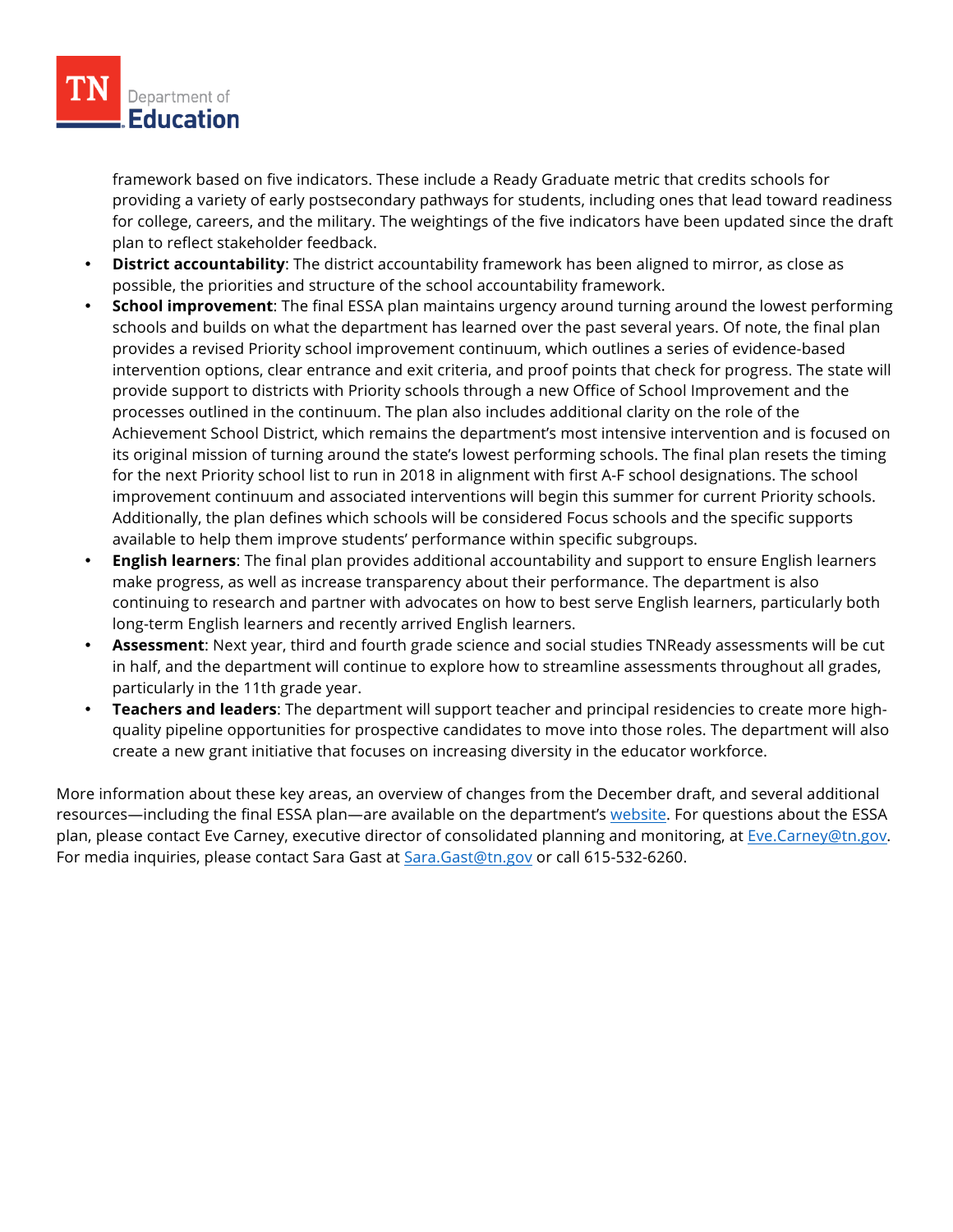framework based on five indicators. These include a Ready Graduate metric that credits schools for providing a variety of early postsecondary pathways for students, including ones that lead toward readiness for college, careers, and the military. The weightings of the five indicators have been updated since the draft plan to reflect stakeholder feedback.

- **District accountability**: The district accountability framework has been aligned to mirror, as close as possible, the priorities and structure of the school accountability framework.
- **School improvement**: The final ESSA plan maintains urgency around turning around the lowest performing schools and builds on what the department has learned over the past several years. Of note, the final plan provides a revised Priority school improvement continuum, which outlines a series of evidence-based intervention options, clear entrance and exit criteria, and proof points that check for progress. The state will provide support to districts with Priority schools through a new Office of School Improvement and the processes outlined in the continuum. The plan also includes additional clarity on the role of the Achievement School District, which remains the department's most intensive intervention and is focused on its original mission of turning around the state's lowest performing schools. The final plan resets the timing for the next Priority school list to run in 2018 in alignment with first A-F school designations. The school improvement continuum and associated interventions will begin this summer for current Priority schools. Additionally, the plan defines which schools will be considered Focus schools and the specific supports available to help them improve students' performance within specific subgroups.
- **English learners**: The final plan provides additional accountability and support to ensure English learners make progress, as well as increase transparency about their performance. The department is also continuing to research and partner with advocates on how to best serve English learners, particularly both long-term English learners and recently arrived English learners.
- **Assessment**: Next year, third and fourth grade science and social studies TNReady assessments will be cut in half, and the department will continue to explore how to streamline assessments throughout all grades, particularly in the 11th grade year.
- **Teachers and leaders**: The department will support teacher and principal residencies to create more high-quality pipeline opportunities for prospective candidates to move into those roles. The department will also create a new grant initiative that focuses on increasing diversity in the educator workforce.

More information about these key areas, an overview of changes from the December draft, and several additional resources—including the final ESSA plan—are available on the department's website. For questions about the ESSA plan, please contact Eve Carney, executive director of consolidated planning and monitoring, at Eve.Carney@tn.gov. For media inquiries, please contact Sara Gast at Sara.Gast@tn.gov or call 615-532-6260.